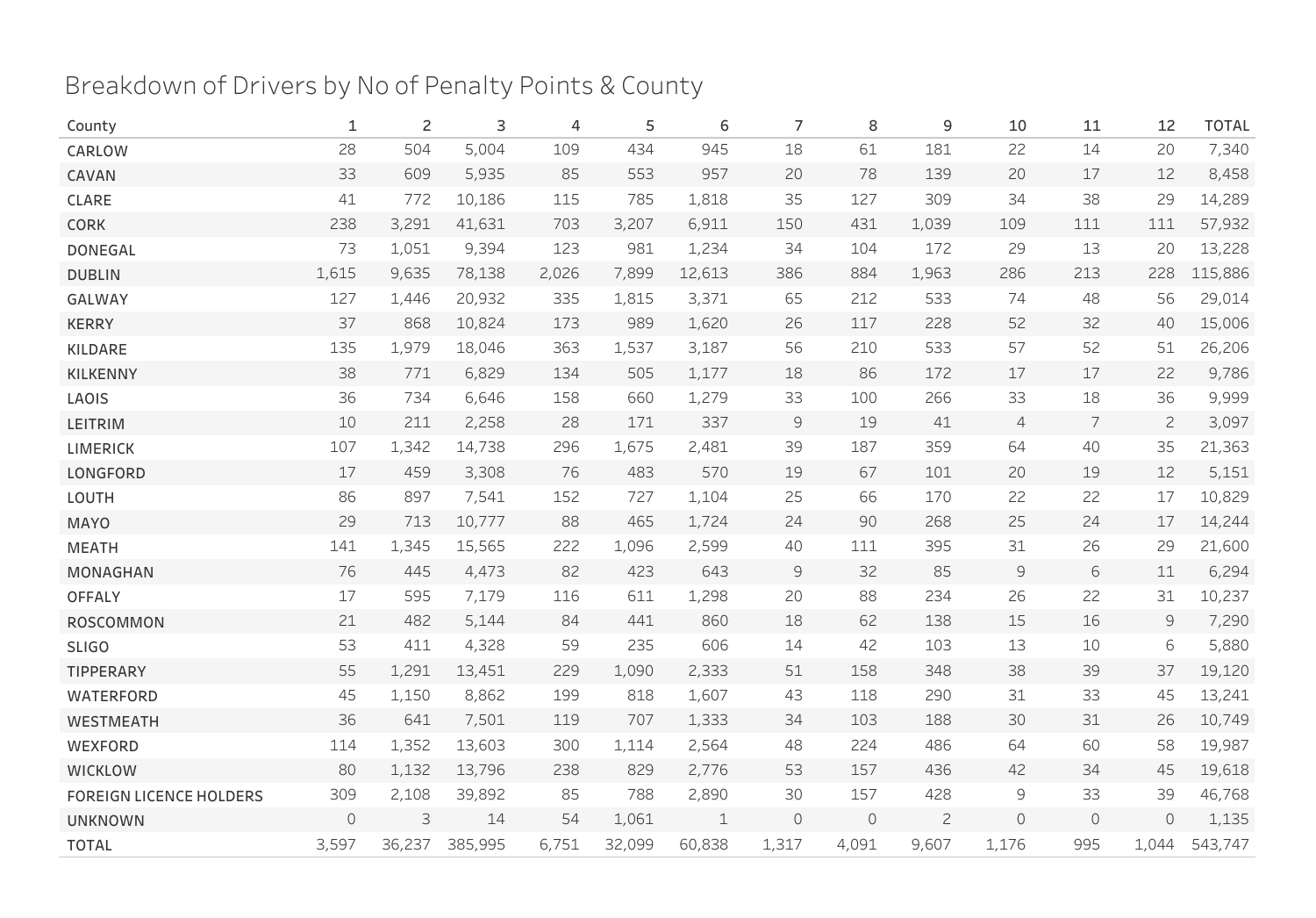# Breakdown of Drivers by No of Penalty Points & County

| County | 1 | 2 | 3 | 4 | 5 | 6 | 7 | 8 | 9 | 10 | 11 | 12 | TOTAL |
|---|---|---|---|---|---|---|---|---|---|---|---|---|---|
| CARLOW | 28 | 504 | 5,004 | 109 | 434 | 945 | 18 | 61 | 181 | 22 | 14 | 20 | 7,340 |
| CAVAN | 33 | 609 | 5,935 | 85 | 553 | 957 | 20 | 78 | 139 | 20 | 17 | 12 | 8,458 |
| CLARE | 41 | 772 | 10,186 | 115 | 785 | 1,818 | 35 | 127 | 309 | 34 | 38 | 29 | 14,289 |
| CORK | 238 | 3,291 | 41,631 | 703 | 3,207 | 6,911 | 150 | 431 | 1,039 | 109 | 111 | 111 | 57,932 |
| DONEGAL | 73 | 1,051 | 9,394 | 123 | 981 | 1,234 | 34 | 104 | 172 | 29 | 13 | 20 | 13,228 |
| DUBLIN | 1,615 | 9,635 | 78,138 | 2,026 | 7,899 | 12,613 | 386 | 884 | 1,963 | 286 | 213 | 228 | 115,886 |
| GALWAY | 127 | 1,446 | 20,932 | 335 | 1,815 | 3,371 | 65 | 212 | 533 | 74 | 48 | 56 | 29,014 |
| KERRY | 37 | 868 | 10,824 | 173 | 989 | 1,620 | 26 | 117 | 228 | 52 | 32 | 40 | 15,006 |
| KILDARE | 135 | 1,979 | 18,046 | 363 | 1,537 | 3,187 | 56 | 210 | 533 | 57 | 52 | 51 | 26,206 |
| KILKENNY | 38 | 771 | 6,829 | 134 | 505 | 1,177 | 18 | 86 | 172 | 17 | 17 | 22 | 9,786 |
| LAOIS | 36 | 734 | 6,646 | 158 | 660 | 1,279 | 33 | 100 | 266 | 33 | 18 | 36 | 9,999 |
| LEITRIM | 10 | 211 | 2,258 | 28 | 171 | 337 | 9 | 19 | 41 | 4 | 7 | 2 | 3,097 |
| LIMERICK | 107 | 1,342 | 14,738 | 296 | 1,675 | 2,481 | 39 | 187 | 359 | 64 | 40 | 35 | 21,363 |
| LONGFORD | 17 | 459 | 3,308 | 76 | 483 | 570 | 19 | 67 | 101 | 20 | 19 | 12 | 5,151 |
| LOUTH | 86 | 897 | 7,541 | 152 | 727 | 1,104 | 25 | 66 | 170 | 22 | 22 | 17 | 10,829 |
| MAYO | 29 | 713 | 10,777 | 88 | 465 | 1,724 | 24 | 90 | 268 | 25 | 24 | 17 | 14,244 |
| MEATH | 141 | 1,345 | 15,565 | 222 | 1,096 | 2,599 | 40 | 111 | 395 | 31 | 26 | 29 | 21,600 |
| MONAGHAN | 76 | 445 | 4,473 | 82 | 423 | 643 | 9 | 32 | 85 | 9 | 6 | 11 | 6,294 |
| OFFALY | 17 | 595 | 7,179 | 116 | 611 | 1,298 | 20 | 88 | 234 | 26 | 22 | 31 | 10,237 |
| ROSCOMMON | 21 | 482 | 5,144 | 84 | 441 | 860 | 18 | 62 | 138 | 15 | 16 | 9 | 7,290 |
| SLIGO | 53 | 411 | 4,328 | 59 | 235 | 606 | 14 | 42 | 103 | 13 | 10 | 6 | 5,880 |
| TIPPERARY | 55 | 1,291 | 13,451 | 229 | 1,090 | 2,333 | 51 | 158 | 348 | 38 | 39 | 37 | 19,120 |
| WATERFORD | 45 | 1,150 | 8,862 | 199 | 818 | 1,607 | 43 | 118 | 290 | 31 | 33 | 45 | 13,241 |
| WESTMEATH | 36 | 641 | 7,501 | 119 | 707 | 1,333 | 34 | 103 | 188 | 30 | 31 | 26 | 10,749 |
| WEXFORD | 114 | 1,352 | 13,603 | 300 | 1,114 | 2,564 | 48 | 224 | 486 | 64 | 60 | 58 | 19,987 |
| WICKLOW | 80 | 1,132 | 13,796 | 238 | 829 | 2,776 | 53 | 157 | 436 | 42 | 34 | 45 | 19,618 |
| FOREIGN LICENCE HOLDERS | 309 | 2,108 | 39,892 | 85 | 788 | 2,890 | 30 | 157 | 428 | 9 | 33 | 39 | 46,768 |
| UNKNOWN | 0 | 3 | 14 | 54 | 1,061 | 1 | 0 | 0 | 2 | 0 | 0 | 0 | 1,135 |
| TOTAL | 3,597 | 36,237 | 385,995 | 6,751 | 32,099 | 60,838 | 1,317 | 4,091 | 9,607 | 1,176 | 995 | 1,044 | 543,747 |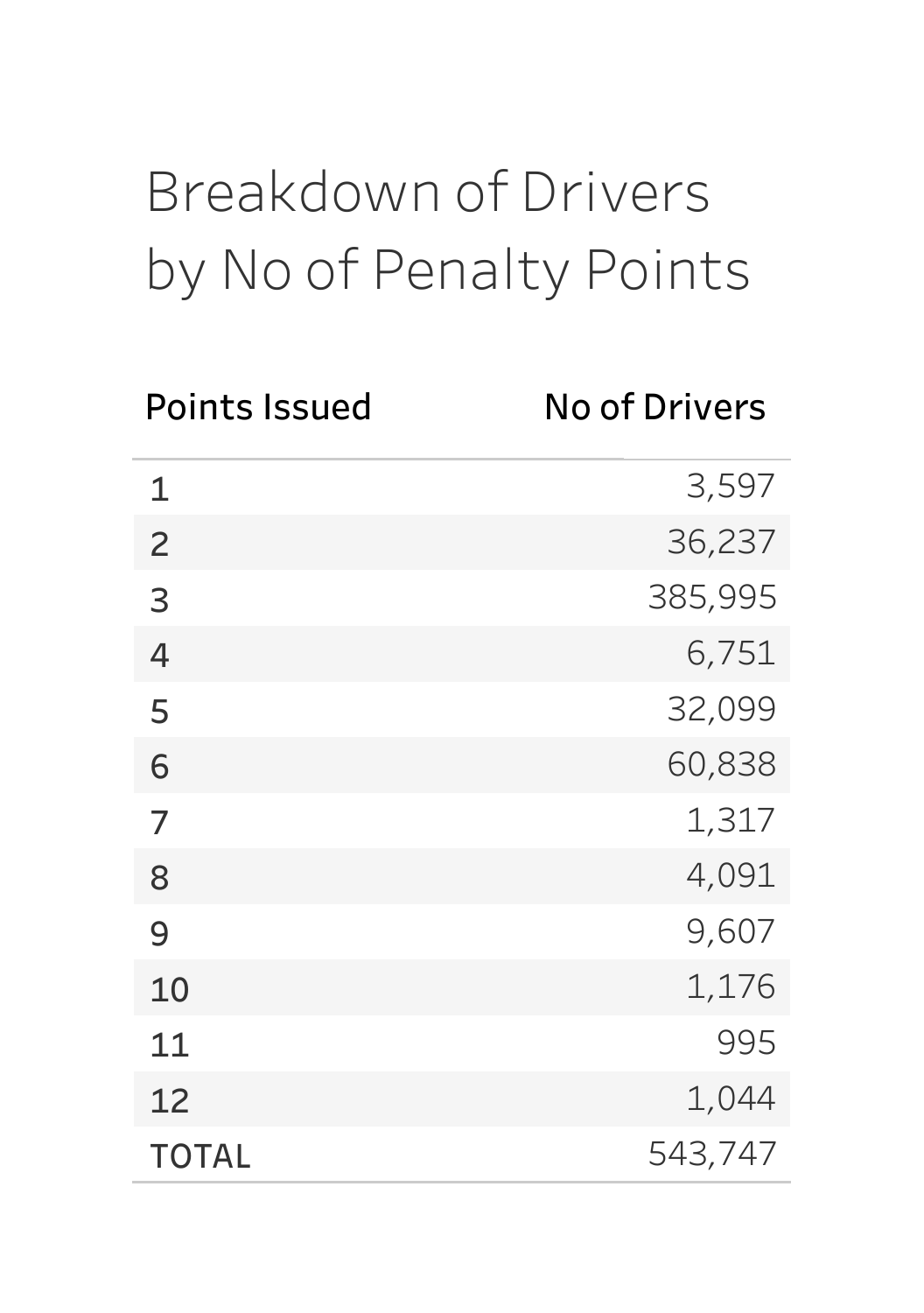# Breakdown of Drivers by No of Penalty Points

| Points Issued | No of Drivers |
|---|---:|
| 1 | 3,597 |
| 2 | 36,237 |
| 3 | 385,995 |
| 4 | 6,751 |
| 5 | 32,099 |
| 6 | 60,838 |
| 7 | 1,317 |
| 8 | 4,091 |
| 9 | 9,607 |
| 10 | 1,176 |
| 11 | 995 |
| 12 | 1,044 |
| TOTAL | 543,747 |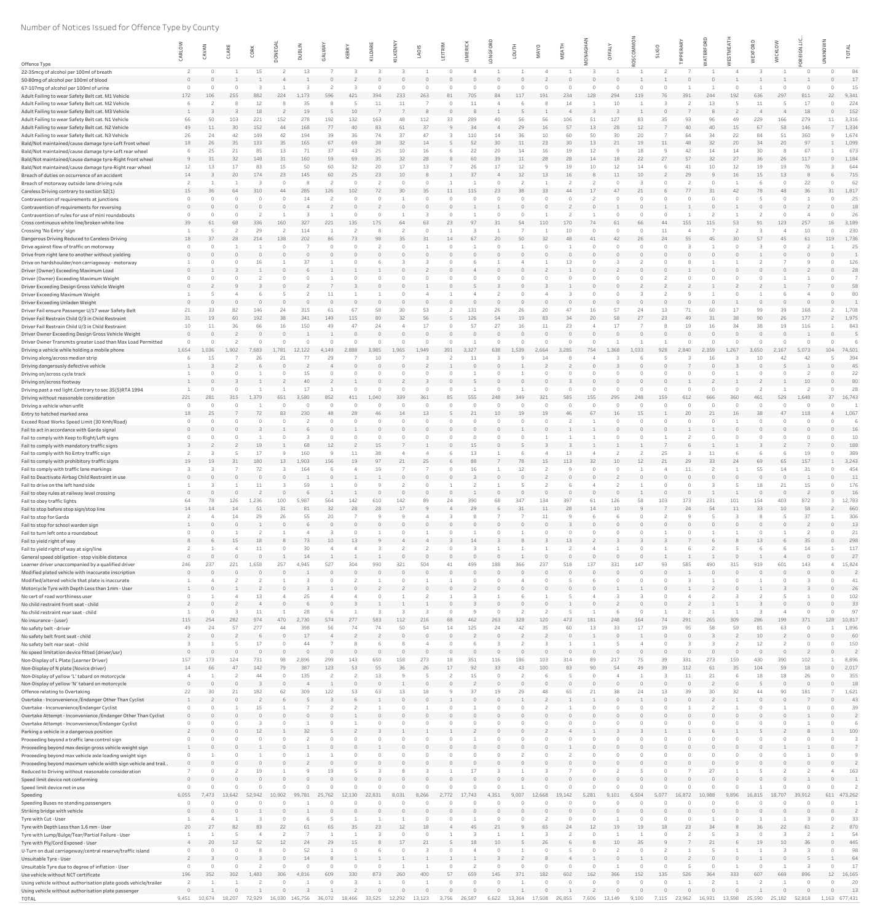Number of Notices Issued for Offence Type by County

| Offence Type | CARLOW | CAVAN | CLARE | CORK | DONEGAL | DUBLIN | GALWAY | KERRY | KILDARE | KILKENNY | LAOIS | LEITRIM | LIMERICK | LONGFORD | LOUTH | MAYO | MEATH | MONAGHAN | OFFALY | ROSCOMMON | SLIGO | TIPPERARY | WATERFORD | WESTMEATH | WEXFORD | WICKLOW | FOREIGN LIC.. | UNKNOWN | TOTAL |
|---|---|---|---|---|---|---|---|---|---|---|---|---|---|---|---|---|---|---|---|---|---|---|---|---|---|---|---|---|---|
| 22-35mcg of alcohol per 100ml of breath | 2 | 0 | 1 | 15 | 2 | 13 | 7 | 3 | 3 | 3 | 1 | 0 | 4 | 1 | 1 | 4 | 1 | 3 | 1 | 1 | 2 | 7 | 1 | 4 | 3 | 1 | 0 | 0 | 84 |
| 50-80mg of alcohol per 100ml of blood | 0 | 0 | 1 | 1 | 4 | 1 | 0 | 2 | 0 | 0 | 0 | 0 | 0 | 0 | 0 | 2 | 0 | 0 | 0 | 1 | 1 | 0 | 0 | 1 | 1 | 1 | 1 | 0 | 17 |
| 67-107mg of alcohol per 100ml of urine | 0 | 0 | 0 | 3 | 1 | 3 | 2 | 3 | 0 | 0 | 0 | 0 | 0 | 0 | 0 | 0 | 0 | 0 | 0 | 0 | 0 | 1 | 1 | 0 | 1 | 0 | 0 | 0 | 15 |
| Adult Failing to wear Safety Belt cat. M1 Vehicle | 172 | 106 | 255 | 882 | 224 | 1,173 | 596 | 421 | 394 | 233 | 263 | 81 | 705 | 84 | 117 | 191 | 234 | 128 | 294 | 119 | 76 | 391 | 244 | 192 | 636 | 297 | 811 | 22 | 9,341 |
| Adult Failing to wear Safety Belt cat. M2 Vehicle | 6 | 2 | 8 | 12 | 8 | 35 | 8 | 5 | 11 | 11 | 7 | 0 | 11 | 4 | 6 | 8 | 14 | 1 | 10 | 1 | 3 | 2 | 13 | 5 | 11 | 5 | 17 | 0 | 224 |
| Adult Failing to wear Safety Belt cat. M3 Vehicle | 1 | 3 | 3 | 18 | 2 | 19 | 5 | 10 | 7 | 7 | 8 | 0 | 8 | 1 | 5 | 1 | 4 | 3 | 3 | 1 | 0 | 7 | 8 | 2 | 4 | 4 | 18 | 0 | 152 |
| Adult Failing to wear Safety Belt cat. N1 Vehicle | 66 | 50 | 103 | 221 | 152 | 278 | 192 | 132 | 163 | 48 | 112 | 33 | 289 | 40 | 56 | 56 | 106 | 51 | 127 | 83 | 35 | 93 | 96 | 49 | 229 | 166 | 279 | 11 | 3,316 |
| Adult Failing to wear Safety Belt cat. N2 Vehicle | 49 | 11 | 30 | 152 | 44 | 168 | 77 | 40 | 83 | 61 | 37 | 9 | 34 | 4 | 29 | 16 | 57 | 13 | 28 | 12 | 7 | 40 | 40 | 15 | 67 | 58 | 146 | 7 | 1,334 |
| Adult Failing to wear Safety Belt cat. N3 Vehicle | 26 | 24 | 42 | 149 | 42 | 194 | 39 | 36 | 74 | 37 | 47 | 3 | 110 | 14 | 36 | 10 | 60 | 50 | 30 | 20 | 7 | 64 | 34 | 22 | 84 | 51 | 360 | 9 | 1,674 |
| Bald/Not maintained/cause damage tyre-Left front wheel | 18 | 26 | 35 | 133 | 35 | 165 | 67 | 69 | 38 | 32 | 14 | 5 | 52 | 30 | 11 | 23 | 30 | 13 | 21 | 19 | 11 | 48 | 32 | 20 | 34 | 20 | 97 | 1 | 1,099 |
| Bald/Not maintained/cause damage tyre-Left rear wheel | 6 | 25 | 21 | 85 | 13 | 71 | 37 | 43 | 25 | 10 | 16 | 6 | 22 | 20 | 14 | 16 | 19 | 12 | 9 | 18 | 9 | 42 | 14 | 14 | 30 | 8 | 67 | 1 | 673 |
| Bald/Not maintained/cause damage tyre-Right front wheel | 9 | 31 | 32 | 148 | 31 | 160 | 59 | 69 | 35 | 32 | 28 | 8 | 60 | 39 | 11 | 28 | 28 | 14 | 18 | 22 | 27 | 57 | 32 | 27 | 36 | 26 | 117 | 0 | 1,184 |
| Bald/Not maintained/cause damage tyre-Right rear wheel | 12 | 13 | 17 | 83 | 15 | 50 | 60 | 32 | 20 | 17 | 13 | 7 | 26 | 17 | 12 | 9 | 19 | 10 | 12 | 14 | 6 | 41 | 10 | 12 | 19 | 19 | 76 | 3 | 644 |
| Breach of duties on occurrence of an accident | 14 | 3 | 20 | 174 | 23 | 145 | 60 | 25 | 23 | 10 | 8 | 1 | 37 | 4 | 12 | 13 | 16 | 8 | 11 | 10 | 2 | 29 | 9 | 16 | 15 | 13 | 8 | 6 | 715 |
| Breach of motorway outside lane driving rule | 2 | 1 | 1 | 3 | 0 | 8 | 2 | 0 | 2 | 0 | 0 | 1 | 1 | 0 | 2 | 1 | 2 | 2 | 0 | 3 | 0 | 2 | 0 | 1 | 6 | 0 | 22 | 0 | 62 |
| Careless Driving contrary to section 52(1) | 15 | 36 | 64 | 310 | 44 | 285 | 126 | 102 | 72 | 30 | 35 | 11 | 115 | 23 | 38 | 33 | 44 | 17 | 47 | 21 | 6 | 77 | 31 | 42 | 78 | 48 | 36 | 31 | 1,817 |
| Contravention of requirements at junctions | 0 | 0 | 0 | 0 | 0 | 14 | 2 | 0 | 0 | 1 | 0 | 0 | 0 | 0 | 0 | 0 | 0 | 2 | 0 | 0 | 0 | 0 | 0 | 0 | 5 | 0 | 1 | 0 | 25 |
| Contravention of requirements for reversing | 0 | 0 | 0 | 0 | 0 | 4 | 2 | 0 | 2 | 0 | 0 | 0 | 1 | 1 | 0 | 0 | 2 | 0 | 1 | 0 | 1 | 1 | 1 | 0 | 0 | 0 | 2 | 0 | 18 |
| Contravention of rules for use of mini roundabouts | 0 | 0 | 0 | 2 | 1 | 3 | 1 | 0 | 0 | 1 | 3 | 0 | 1 | 0 | 0 | 1 | 2 | 1 | 0 | 0 | 0 | 1 | 2 | 1 | 2 | 0 | 4 | 0 | 26 |
| Cross continuous white line/broken white line | 39 | 61 | 68 | 336 | 160 | 327 | 221 | 135 | 175 | 64 | 63 | 23 | 97 | 31 | 54 | 110 | 170 | 74 | 61 | 66 | 44 | 155 | 115 | 53 | 91 | 123 | 257 | 16 | 3,189 |
| Crossing 'No Entry' sign | 1 | 5 | 2 | 29 | 2 | 114 | 1 | 2 | 8 | 2 | 0 | 1 | 3 | 1 | 7 | 1 | 10 | 0 | 0 | 0 | 11 | 4 | 7 | 2 | 3 | 4 | 10 | 0 | 230 |
| Dangerous Driving Reduced to Careless Driving | 18 | 37 | 28 | 214 | 138 | 202 | 86 | 73 | 98 | 35 | 31 | 14 | 67 | 20 | 50 | 32 | 48 | 41 | 42 | 26 | 24 | 55 | 45 | 30 | 57 | 45 | 61 | 119 | 1,736 |
| Drive against flow of traffic on motorway | 0 | 0 | 1 | 1 | 0 | 7 | 0 | 0 | 2 | 0 | 1 | 0 | 1 | 0 | 1 | 0 | 1 | 0 | 0 | 0 | 0 | 3 | 1 | 0 | 3 | 0 | 2 | 1 | 25 |
| Drive from right lane to another without yielding | 0 | 0 | 0 | 0 | 0 | 0 | 0 | 0 | 0 | 0 | 0 | 0 | 0 | 0 | 0 | 0 | 0 | 0 | 0 | 0 | 0 | 0 | 0 | 0 | 1 | 0 | 0 | 0 | 1 |
| Drive on hardshoulder/non carriageway - motorway | 1 | 0 | 0 | 16 | 1 | 37 | 1 | 0 | 6 | 3 | 3 | 0 | 6 | 1 | 4 | 1 | 13 | 0 | 3 | 2 | 0 | 8 | 1 | 1 | 2 | 7 | 9 | 0 | 126 |
| Driver (Owner) Exceeding Maximum Load | 0 | 1 | 3 | 1 | 0 | 6 | 1 | 1 | 1 | 0 | 2 | 0 | 4 | 0 | 0 | 2 | 1 | 0 | 2 | 0 | 0 | 1 | 0 | 0 | 0 | 0 | 2 | 0 | 28 |
| Driver (Owner) Exceeding Maximum Weight | 0 | 0 | 0 | 2 | 0 | 0 | 1 | 0 | 0 | 0 | 0 | 0 | 0 | 0 | 0 | 1 | 0 | 0 | 0 | 0 | 0 | 0 | 0 | 0 | 1 | 1 | 1 | 0 | 7 |
| Driver Exceeding Design Gross Vehicle Weight | 0 | 2 | 9 | 3 | 0 | 2 | 7 | 3 | 0 | 0 | 1 | 0 | 5 | 3 | 0 | 3 | 1 | 0 | 0 | 2 | 2 | 2 | 1 | 2 | 2 | 1 | 7 | 0 | 58 |
| Driver Exceeding Maximum Weight | 1 | 5 | 4 | 6 | 5 | 2 | 11 | 1 | 1 | 0 | 4 | 1 | 4 | 2 | 0 | 4 | 3 | 0 | 0 | 3 | 2 | 9 | 1 | 0 | 1 | 6 | 4 | 0 | 80 |
| Driver Exceeding Unladen Weight | 0 | 0 | 0 | 0 | 0 | 0 | 0 | 0 | 0 | 0 | 0 | 0 | 0 | 0 | 0 | 0 | 0 | 0 | 0 | 0 | 0 | 0 | 0 | 1 | 0 | 0 | 0 | 0 | 1 |
| Driver Fail ensure Passenger U/17 wear Safety Belt | 21 | 33 | 82 | 146 | 24 | 315 | 61 | 67 | 58 | 30 | 53 | 2 | 131 | 26 | 26 | 20 | 47 | 16 | 57 | 24 | 13 | 71 | 60 | 17 | 99 | 39 | 168 | 2 | 1,708 |
| Driver Fail Restrain Child 0/3 in Child Restraint | 31 | 19 | 60 | 192 | 38 | 341 | 149 | 115 | 80 | 32 | 56 | 5 | 126 | 54 | 19 | 83 | 34 | 20 | 58 | 27 | 23 | 49 | 31 | 38 | 90 | 26 | 177 | 2 | 1,975 |
| Driver Fail Restrain Child U/3 in Child Restraint | 10 | 11 | 36 | 66 | 16 | 150 | 49 | 47 | 24 | 4 | 17 | 0 | 57 | 27 | 16 | 11 | 23 | 4 | 17 | 7 | 8 | 19 | 16 | 34 | 38 | 19 | 116 | 1 | 843 |
| Driver Owner Exceeding Design Gross Vehicle Weight | 0 | 0 | 2 | 0 | 0 | 1 | 1 | 0 | 0 | 0 | 0 | 0 | 0 | 0 | 0 | 0 | 0 | 0 | 0 | 0 | 0 | 0 | 0 | 0 | 0 | 0 | 1 | 0 | 5 |
| Driver Owner Transmits greater Load than Max Load Permitted | 0 | 0 | 2 | 0 | 0 | 0 | 0 | 0 | 0 | 0 | 0 | 0 | 1 | 0 | 0 | 0 | 0 | 0 | 1 | 1 | 1 | 0 | 0 | 0 | 0 | 0 | 0 | 0 | 6 |
| Driving a vehicle while holding a mobile phone | 1,654 | 1,036 | 1,902 | 7,683 | 1,781 | 12,122 | 4,149 | 2,888 | 3,985 | 1,965 | 1,949 | 391 | 3,327 | 638 | 1,539 | 2,664 | 3,285 | 754 | 1,368 | 1,033 | 928 | 2,840 | 2,359 | 1,267 | 3,650 | 2,167 | 5,073 | 104 | 74,501 |
| Driving along/across median strip | 6 | 15 | 7 | 26 | 21 | 77 | 29 | 7 | 10 | 7 | 7 | 2 | 11 | 3 | 9 | 14 | 8 | 4 | 3 | 6 | 5 | 3 | 16 | 3 | 10 | 42 | 42 | 5 | 394 |
| Driving dangerously defective vehicle | 1 | 3 | 2 | 6 | 0 | 2 | 4 | 0 | 0 | 0 | 2 | 1 | 0 | 0 | 1 | 2 | 2 | 0 | 3 | 0 | 0 | 7 | 0 | 3 | 0 | 5 | 1 | 0 | 45 |
| Driving on/across cycle track | 1 | 0 | 0 | 1 | 0 | 15 | 0 | 0 | 0 | 0 | 0 | 0 | 1 | 0 | 1 | 0 | 0 | 0 | 0 | 0 | 0 | 0 | 0 | 1 | 0 | 0 | 2 | 0 | 22 |
| Driving on/across footway | 1 | 0 | 3 | 1 | 2 | 40 | 2 | 1 | 0 | 2 | 3 | 0 | 5 | 0 | 0 | 0 | 3 | 0 | 0 | 0 | 0 | 1 | 2 | 1 | 2 | 1 | 10 | 0 | 80 |
| Driving past a red light.Contrary to sec 35(5)RTA 1994 | 1 | 0 | 0 | 1 | 1 | 17 | 1 | 0 | 0 | 0 | 0 | 0 | 1 | 0 | 1 | 0 | 0 | 0 | 0 | 0 | 0 | 0 | 0 | 0 | 2 | 1 | 2 | 0 | 28 |
| Driving without reasonable consideration | 221 | 281 | 315 | 1,379 | 651 | 3,580 | 852 | 411 | 1,040 | 339 | 361 | 85 | 555 | 248 | 349 | 321 | 585 | 155 | 295 | 248 | 159 | 612 | 666 | 360 | 461 | 529 | 1,648 | 37 | 16,743 |
| Driving a vehicle when unfit | 0 | 0 | 0 | 1 | 0 | 0 | 0 | 0 | 0 | 0 | 0 | 0 | 0 | 0 | 0 | 0 | 0 | 0 | 0 | 0 | 0 | 0 | 0 | 0 | 0 | 0 | 0 | 0 | 1 |
| Entry to hatched marked area | 18 | 25 | 7 | 72 | 83 | 230 | 48 | 28 | 46 | 14 | 13 | 5 | 21 | 10 | 19 | 19 | 46 | 67 | 16 | 15 | 1 | 20 | 21 | 16 | 38 | 47 | 118 | 4 | 1,067 |
| Exceed Road Works Speed Limit (30 Kmh/Road) | 0 | 0 | 0 | 0 | 0 | 0 | 0 | 0 | 0 | 0 | 0 | 0 | 0 | 0 | 0 | 0 | 2 | 1 | 0 | 0 | 0 | 0 | 0 | 1 | 0 | 0 | 0 | 0 | 6 |
| Fail to act in accordance with Garda signal | 0 | 0 | 0 | 3 | 1 | 6 | 0 | 1 | 0 | 0 | 0 | 0 | 0 | 0 | 1 | 0 | 1 | 1 | 0 | 0 | 0 | 1 | 1 | 0 | 0 | 0 | 0 | 0 | 16 |
| Fail to comply with Keep to Right/Left signs | 0 | 0 | 0 | 1 | 0 | 3 | 0 | 0 | 0 | 0 | 0 | 0 | 0 | 0 | 0 | 1 | 1 | 1 | 0 | 0 | 1 | 2 | 0 | 0 | 0 | 0 | 0 | 0 | 10 |
| Fail to comply with mandatory traffic signs | 3 | 2 | 2 | 19 | 1 | 68 | 12 | 2 | 15 | 7 | 1 | 0 | 15 | 0 | 5 | 3 | 3 | 1 | 1 | 1 | 7 | 6 | 1 | 1 | 3 | 2 | 7 | 0 | 188 |
| Fail to comply with No Entry traffic sign | 2 | 3 | 5 | 17 | 9 | 160 | 9 | 11 | 38 | 4 | 4 | 6 | 13 | 1 | 6 | 4 | 13 | 4 | 2 | 2 | 25 | 3 | 11 | 6 | 6 | 6 | 19 | 0 | 389 |
| Fail to comply with prohibitory traffic signs | 19 | 19 | 31 | 180 | 13 | 1,903 | 156 | 19 | 97 | 21 | 25 | 6 | 88 | 7 | 78 | 15 | 113 | 32 | 10 | 12 | 21 | 29 | 33 | 24 | 69 | 65 | 157 | 1 | 3,243 |
| Fail to comply with traffic lane markings | 3 | 3 | 7 | 72 | 3 | 164 | 6 | 4 | 19 | 7 | 7 | 0 | 16 | 1 | 12 | 2 | 9 | 0 | 0 | 1 | 4 | 11 | 2 | 1 | 55 | 14 | 31 | 0 | 454 |
| Fail to Deactivate Airbag Child Restraint in use | 0 | 0 | 0 | 0 | 0 | 1 | 0 | 1 | 1 | 0 | 0 | 0 | 3 | 0 | 0 | 2 | 0 | 0 | 2 | 0 | 0 | 0 | 0 | 0 | 0 | 0 | 1 | 0 | 11 |
| Fail to drive on the left hand side | 1 | 3 | 1 | 11 | 3 | 59 | 1 | 0 | 9 | 2 | 0 | 1 | 2 | 1 | 5 | 2 | 6 | 4 | 2 | 1 | 0 | 0 | 3 | 5 | 18 | 21 | 15 | 0 | 176 |
| Fail to obey rules at railway level crossing | 0 | 0 | 0 | 2 | 0 | 6 | 1 | 1 | 0 | 0 | 0 | 0 | 1 | 0 | 0 | 0 | 0 | 0 | 0 | 1 | 0 | 0 | 1 | 1 | 0 | 0 | 2 | 0 | 16 |
| Fail to obey traffic lights | 64 | 78 | 126 | 1,236 | 100 | 5,987 | 564 | 142 | 610 | 142 | 89 | 24 | 390 | 68 | 347 | 134 | 397 | 61 | 126 | 58 | 103 | 173 | 231 | 101 | 154 | 403 | 872 | 3 | 12,783 |
| Fail to stop before stop sign/stop line | 14 | 14 | 14 | 51 | 31 | 81 | 32 | 28 | 28 | 17 | 9 | 4 | 29 | 6 | 31 | 11 | 28 | 14 | 10 | 9 | 7 | 24 | 54 | 11 | 33 | 10 | 58 | 2 | 660 |
| Fail to stop for Garda | 2 | 4 | 14 | 29 | 26 | 55 | 20 | 7 | 9 | 9 | 4 | 3 | 8 | 7 | 7 | 11 | 9 | 6 | 6 | 0 | 2 | 9 | 5 | 3 | 8 | 5 | 37 | 1 | 306 |
| Fail to stop for school warden sign | 1 | 0 | 0 | 1 | 0 | 6 | 0 | 0 | 0 | 0 | 0 | 0 | 0 | 0 | 0 | 0 | 3 | 0 | 0 | 0 | 0 | 0 | 0 | 0 | 0 | 0 | 2 | 0 | 13 |
| Fail to turn left onto a roundabout | 0 | 0 | 1 | 2 | 1 | 4 | 3 | 0 | 1 | 0 | 1 | 0 | 1 | 0 | 1 | 0 | 0 | 0 | 0 | 0 | 0 | 1 | 0 | 1 | 0 | 1 | 2 | 0 | 21 |
| Fail to yield right of way | 8 | 6 | 15 | 18 | 8 | 73 | 10 | 13 | 9 | 4 | 4 | 3 | 14 | 3 | 8 | 3 | 13 | 2 | 3 | 3 | 3 | 7 | 6 | 8 | 13 | 6 | 35 | 0 | 298 |
| Fail to yield right of way at sign/line | 2 | 1 | 4 | 11 | 0 | 30 | 4 | 4 | 3 | 2 | 2 | 0 | 3 | 1 | 1 | 1 | 2 | 4 | 1 | 0 | 1 | 6 | 2 | 5 | 6 | 6 | 14 | 1 | 117 |
| General speed obligation - stop visible distance | 0 | 0 | 0 | 0 | 1 | 14 | 1 | 1 | 1 | 0 | 0 | 0 | 0 | 0 | 0 | 1 | 0 | 0 | 0 | 0 | 1 | 1 | 1 | 0 | 1 | 1 | 4 | 0 | 27 |
| Learner driver unaccompanied by a qualified driver | 246 | 237 | 221 | 1,658 | 257 | 4,945 | 527 | 304 | 990 | 321 | 504 | 41 | 499 | 188 | 366 | 237 | 518 | 137 | 331 | 147 | 93 | 585 | 490 | 315 | 919 | 601 | 143 | 4 | 15,824 |
| Modified plated vehicle with inaccurate inscription | 0 | 0 | 0 | 0 | 0 | 1 | 0 | 0 | 0 | 0 | 0 | 0 | 0 | 0 | 0 | 0 | 0 | 0 | 0 | 0 | 0 | 1 | 0 | 0 | 0 | 0 | 0 | 0 | 2 |
| Modified/altered vehicle that plate is inaccurate | 1 | 4 | 2 | 2 | 1 | 3 | 0 | 2 | 1 | 0 | 1 | 1 | 0 | 0 | 4 | 0 | 5 | 6 | 0 | 0 | 0 | 3 | 1 | 0 | 1 | 0 | 3 | 0 | 41 |
| Motorcycle Tyre with Depth Less than 1mm - User | 1 | 0 | 1 | 2 | 0 | 3 | 1 | 0 | 2 | 2 | 0 | 0 | 2 | 0 | 2 | 0 | 0 | 0 | 1 | 1 | 0 | 1 | 2 | 0 | 1 | 3 | 3 | 0 | 26 |
| No cert of road worthiness user | 0 | 1 | 4 | 13 | 4 | 25 | 4 | 4 | 0 | 1 | 2 | 1 | 3 | 1 | 6 | 1 | 5 | 4 | 3 | 3 | 0 | 4 | 2 | 3 | 2 | 5 | 1 | 0 | 102 |
| No child restraint front seat - child | 2 | 0 | 2 | 4 | 0 | 6 | 0 | 3 | 1 | 1 | 1 | 0 | 3 | 0 | 0 | 0 | 1 | 0 | 2 | 0 | 0 | 2 | 1 | 1 | 3 | 0 | 0 | 0 | 33 |
| No child restraint rear seat - child | 1 | 0 | 3 | 11 | 1 | 28 | 6 | 1 | 3 | 3 | 3 | 0 | 9 | 0 | 2 | 2 | 5 | 1 | 6 | 0 | 1 | 2 | 1 | 1 | 3 | 4 | 0 | 0 | 97 |
| No insurance - (user) | 115 | 254 | 282 | 974 | 470 | 2,730 | 574 | 277 | 583 | 112 | 216 | 68 | 462 | 263 | 328 | 120 | 473 | 181 | 248 | 164 | 74 | 291 | 265 | 309 | 286 | 199 | 371 | 128 | 10,817 |
| No safety belt - driver | 49 | 24 | 57 | 277 | 44 | 398 | 56 | 74 | 74 | 50 | 54 | 14 | 125 | 24 | 42 | 35 | 60 | 13 | 33 | 17 | 19 | 95 | 58 | 59 | 81 | 63 | 0 | 1 | 1,896 |
| No safety belt front seat - child | 2 | 0 | 2 | 6 | 0 | 17 | 4 | 2 | 2 | 0 | 0 | 0 | 2 | 2 | 2 | 2 | 0 | 1 | 0 | 1 | 0 | 0 | 3 | 2 | 10 | 2 | 0 | 0 | 60 |
| No safety belt rear seat - child | 3 | 1 | 5 | 17 | 0 | 44 | 7 | 8 | 6 | 8 | 4 | 0 | 6 | 3 | 2 | 3 | 1 | 1 | 5 | 4 | 0 | 3 | 3 | 2 | 12 | 2 | 0 | 0 | 150 |
| No speed limitation device fitted (driver/usr) | 0 | 0 | 0 | 0 | 0 | 0 | 0 | 0 | 0 | 0 | 0 | 0 | 0 | 0 | 0 | 0 | 0 | 0 | 0 | 0 | 0 | 0 | 0 | 0 | 0 | 0 | 2 | 0 | 2 |
| Non-Display of L Plate (Learner Driver) | 157 | 173 | 124 | 731 | 98 | 2,896 | 299 | 143 | 650 | 158 | 273 | 18 | 351 | 116 | 186 | 103 | 314 | 89 | 217 | 75 | 39 | 331 | 273 | 159 | 430 | 390 | 102 | 1 | 8,896 |
| Non-Display of N plate (Novice driver) | 14 | 66 | 47 | 142 | 79 | 387 | 123 | 53 | 55 | 36 | 26 | 17 | 92 | 33 | 43 | 100 | 83 | 90 | 54 | 49 | 39 | 112 | 61 | 35 | 104 | 59 | 18 | 0 | 2,017 |
| Non-Display of yellow 'L' tabard on motorcycle | 4 | 1 | 2 | 44 | 0 | 135 | 2 | 2 | 13 | 9 | 5 | 2 | 15 | 0 | 2 | 6 | 5 | 0 | 4 | 1 | 3 | 11 | 21 | 6 | 18 | 18 | 26 | 0 | 355 |
| Non-Display of yellow 'N' tabard on motorcycle | 0 | 0 | 0 | 3 | 0 | 4 | 1 | 0 | 0 | 1 | 0 | 0 | 2 | 0 | 0 | 0 | 0 | 0 | 0 | 0 | 0 | 0 | 2 | 0 | 5 | 0 | 0 | 0 | 18 |
| Offence relating to Overtaking | 22 | 30 | 21 | 182 | 62 | 309 | 122 | 53 | 63 | 13 | 18 | 9 | 37 | 19 | 29 | 48 | 65 | 21 | 38 | 24 | 13 | 39 | 30 | 32 | 44 | 90 | 181 | 7 | 1,621 |
| Overtake - Inconvenience/Endanger Other Than Cyclist | 1 | 2 | 0 | 2 | 6 | 5 | 3 | 6 | 1 | 0 | 0 | 1 | 0 | 0 | 1 | 2 | 1 | 1 | 0 | 1 | 0 | 0 | 2 | 1 | 0 | 0 | 7 | 0 | 43 |
| Overtake - Inconvenience/Endanger Cyclist | 0 | 0 | 1 | 15 | 1 | 7 | 2 | 2 | 1 | 0 | 1 | 0 | 1 | 0 | 0 | 2 | 1 | 0 | 0 | 0 | 0 | 1 | 2 | 1 | 0 | 1 | 0 | 0 | 39 |
| Overtake Attempt - Inconvenience/Endanger Other Than Cyclist | 0 | 0 | 0 | 0 | 0 | 0 | 0 | 1 | 0 | 0 | 0 | 0 | 0 | 0 | 0 | 0 | 0 | 0 | 0 | 0 | 0 | 0 | 0 | 0 | 0 | 0 | 1 | 0 | 2 |
| Overtake Attempt - Inconvenience/Endanger Cyclist | 0 | 0 | 0 | 3 | 0 | 1 | 0 | 1 | 0 | 0 | 0 | 0 | 0 | 0 | 0 | 0 | 1 | 0 | 0 | 0 | 0 | 0 | 0 | 0 | 0 | 0 | 0 | 0 | 6 |
| Parking a vehicle in a dangerous position | 2 | 0 | 0 | 12 | 1 | 32 | 5 | 2 | 3 | 1 | 1 | 1 | 2 | 0 | 0 | 2 | 4 | 1 | 3 | 3 | 1 | 1 | 6 | 1 | 5 | 2 | 8 | 1 | 100 |
| Proceeding beyond a traffic lane control sign | 0 | 0 | 0 | 0 | 0 | 2 | 0 | 0 | 0 | 0 | 0 | 0 | 0 | 0 | 0 | 0 | 0 | 0 | 0 | 0 | 0 | 0 | 0 | 0 | 0 | 0 | 1 | 0 | 3 |
| Proceeding beyond max design gross vehicle weight sign | 1 | 0 | 0 | 1 | 0 | 1 | 0 | 0 | 0 | 0 | 1 | 0 | 0 | 0 | 0 | 0 | 1 | 0 | 0 | 0 | 0 | 0 | 0 | 0 | 1 | 1 | 1 | 0 | 7 |
| Proceeding beyond max vehicle axle loading weight sign | 0 | 1 | 0 | 1 | 0 | 1 | 1 | 0 | 0 | 0 | 0 | 0 | 0 | 0 | 0 | 2 | 0 | 2 | 0 | 0 | 0 | 0 | 0 | 0 | 0 | 0 | 1 | 0 | 9 |
| Proceeding beyond maximum vehicle width sign vehicle and trail.. | 0 | 0 | 0 | 0 | 0 | 2 | 0 | 0 | 0 | 0 | 0 | 0 | 0 | 0 | 0 | 0 | 0 | 0 | 0 | 0 | 0 | 0 | 0 | 0 | 0 | 0 | 0 | 0 | 2 |
| Reduced to Driving without reasonable consideration | 7 | 0 | 2 | 19 | 1 | 9 | 19 | 5 | 3 | 8 | 3 | 1 | 17 | 3 | 1 | 3 | 7 | 0 | 2 | 5 | 0 | 7 | 27 | 1 | 5 | 2 | 2 | 4 | 163 |
| Speed limit device not conforming | 0 | 0 | 0 | 0 | 0 | 0 | 0 | 0 | 0 | 0 | 0 | 0 | 0 | 0 | 0 | 0 | 0 | 0 | 0 | 0 | 0 | 0 | 0 | 0 | 0 | 0 | 1 | 0 | 1 |
| Speed limit device not in use | 0 | 0 | 0 | 0 | 0 | 0 | 0 | 0 | 0 | 0 | 0 | 0 | 0 | 0 | 0 | 1 | 0 | 0 | 0 | 0 | 0 | 0 | 0 | 0 | 1 | 0 | 0 | 0 | 2 |
| Speeding | 6,055 | 7,473 | 13,642 | 52,942 | 10,902 | 99,781 | 25,762 | 12,130 | 22,831 | 8,031 | 8,266 | 2,772 | 17,743 | 4,351 | 9,007 | 12,668 | 19,142 | 5,281 | 9,101 | 6,504 | 5,077 | 16,872 | 10,988 | 9,896 | 16,815 | 18,707 | 39,912 | 611 | 473,262 |
| Speeding Buses no standing passengers | 0 | 0 | 0 | 0 | 0 | 1 | 1 | 0 | 0 | 0 | 0 | 0 | 0 | 0 | 0 | 0 | 0 | 0 | 0 | 0 | 0 | 0 | 0 | 0 | 0 | 0 | 0 | 0 | 2 |
| Striking bridge with vehicle | 0 | 0 | 0 | 1 | 0 | 1 | 0 | 0 | 0 | 0 | 0 | 0 | 0 | 0 | 0 | 0 | 0 | 0 | 0 | 0 | 0 | 0 | 0 | 0 | 0 | 0 | 0 | 0 | 2 |
| Tyre with Cut - User | 1 | 4 | 1 | 3 | 0 | 6 | 5 | 1 | 1 | 1 | 0 | 0 | 1 | 0 | 0 | 2 | 0 | 0 | 1 | 0 | 0 | 0 | 1 | 0 | 1 | 1 | 3 | 0 | 33 |
| Tyre with Depth Less than 1.6 mm - User | 20 | 27 | 82 | 83 | 22 | 61 | 65 | 35 | 23 | 12 | 18 | 4 | 45 | 21 | 9 | 65 | 24 | 12 | 19 | 19 | 18 | 23 | 34 | 8 | 36 | 22 | 61 | 2 | 870 |
| Tyre with Lump/Bulge/Tear/Partial Failure - User | 1 | 1 | 5 | 4 | 2 | 7 | 1 | 1 | 3 | 0 | 0 | 1 | 3 | 1 | 1 | 3 | 2 | 0 | 1 | 1 | 0 | 2 | 5 | 3 | 0 | 3 | 2 | 1 | 54 |
| Tyre with Ply/Cord Exposed - User | 4 | 20 | 12 | 52 | 12 | 24 | 29 | 15 | 8 | 17 | 21 | 5 | 18 | 10 | 5 | 26 | 6 | 8 | 10 | 35 | 9 | 7 | 21 | 6 | 19 | 10 | 36 | 0 | 445 |
| U-Turn on dual carriageway/central reserve/traffic island | 0 | 0 | 0 | 8 | 0 | 52 | 1 | 0 | 6 | 0 | 3 | 0 | 4 | 0 | 1 | 0 | 5 | 0 | 2 | 0 | 2 | 1 | 5 | 1 | 1 | 3 | 3 | 0 | 98 |
| Unsuitable Tyre - User | 2 | 3 | 0 | 3 | 0 | 14 | 8 | 1 | 1 | 1 | 1 | 1 | 2 | 3 | 2 | 8 | 4 | 1 | 0 | 1 | 0 | 2 | 0 | 0 | 1 | 1 | 5 | 1 | 64 |
| Unsuitable Tyre due to degree of inflation - User | 0 | 0 | 0 | 2 | 0 | 0 | 1 | 0 | 0 | 0 | 1 | 0 | 2 | 0 | 0 | 1 | 0 | 0 | 0 | 1 | 0 | 5 | 0 | 1 | 0 | 1 | 3 | 0 | 17 |
| Use vehicle without NCT certificate | 196 | 352 | 302 | 1,483 | 306 | 4,816 | 609 | 330 | 873 | 260 | 400 | 57 | 659 | 145 | 371 | 182 | 602 | 162 | 366 | 152 | 135 | 526 | 364 | 333 | 607 | 669 | 896 | 12 | 16,165 |
| Using vehicle without authorisation plate goods vehicle/trailer | 2 | 1 | 1 | 2 | 0 | 1 | 0 | 3 | 1 | 0 | 1 | 0 | 0 | 0 | 1 | 0 | 0 | 0 | 0 | 0 | 0 | 1 | 2 | 1 | 2 | 1 | 0 | 0 | 20 |
| Using vehicle without authorisation plate passenger | 0 | 1 | 0 | 1 | 0 | 3 | 1 | 2 | 0 | 0 | 0 | 0 | 0 | 0 | 0 | 1 | 0 | 1 | 2 | 0 | 0 | 0 | 0 | 0 | 1 | 0 | 0 | 0 | 13 |
| TOTAL | 9,451 | 10,674 | 18,207 | 72,929 | 16,030 | 145,756 | 36,072 | 18,466 | 33,525 | 12,292 | 13,123 | 3,756 | 26,587 | 6,622 | 13,364 | 17,508 | 26,855 | 7,606 | 13,149 | 9,100 | 7,115 | 23,962 | 16,931 | 13,598 | 25,590 | 25,182 | 52,818 | 1,163 | 677,431 |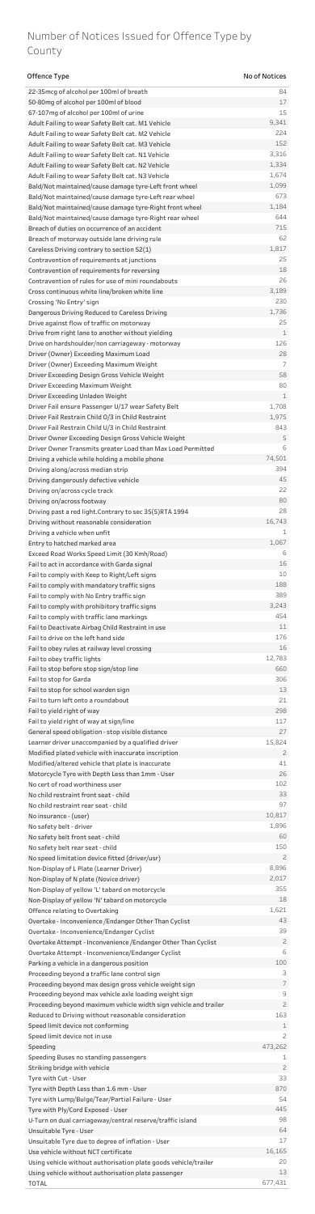## Number of Notices Issued for Offence Type by County

| Offence Type | No of Notices |
|---|---|
| 22-35mcg of alcohol per 100ml of breath | 84 |
| 50-80mg of alcohol per 100ml of blood | 17 |
| 67-107mg of alcohol per 100ml of urine | 15 |
| Adult Failing to wear Safety Belt cat. M1 Vehicle | 9,341 |
| Adult Failing to wear Safety Belt cat. M2 Vehicle | 224 |
| Adult Failing to wear Safety Belt cat. M3 Vehicle | 152 |
| Adult Failing to wear Safety Belt cat. N1 Vehicle | 3,316 |
| Adult Failing to wear Safety Belt cat. N2 Vehicle | 1,334 |
| Adult Failing to wear Safety Belt cat. N3 Vehicle | 1,674 |
| Bald/Not maintained/cause damage tyre-Left front wheel | 1,099 |
| Bald/Not maintained/cause damage tyre-Left rear wheel | 673 |
| Bald/Not maintained/cause damage tyre-Right front wheel | 1,184 |
| Bald/Not maintained/cause damage tyre-Right rear wheel | 644 |
| Breach of duties on occurrence of an accident | 715 |
| Breach of motorway outside lane driving rule | 62 |
| Careless Driving contrary to section 52(1) | 1,817 |
| Contravention of requirements at junctions | 25 |
| Contravention of requirements for reversing | 18 |
| Contravention of rules for use of mini roundabouts | 26 |
| Cross continuous white line/broken white line | 3,189 |
| Crossing 'No Entry' sign | 230 |
| Dangerous Driving Reduced to Careless Driving | 1,736 |
| Drive against flow of traffic on motorway | 25 |
| Drive from right lane to another without yielding | 1 |
| Drive on hardshoulder/non carriageway - motorway | 126 |
| Driver (Owner) Exceeding Maximum Load | 28 |
| Driver (Owner) Exceeding Maximum Weight | 7 |
| Driver Exceeding Design Gross Vehicle Weight | 58 |
| Driver Exceeding Maximum Weight | 80 |
| Driver Exceeding Unladen Weight | 1 |
| Driver Fail ensure Passenger U/17 wear Safety Belt | 1,708 |
| Driver Fail Restrain Child O/3 in Child Restraint | 1,975 |
| Driver Fail Restrain Child U/3 in Child Restraint | 843 |
| Driver Owner Exceeding Design Gross Vehicle Weight | 5 |
| Driver Owner Transmits greater Load than Max Load Permitted | 6 |
| Driving a vehicle while holding a mobile phone | 74,501 |
| Driving along/across median strip | 394 |
| Driving dangerously defective vehicle | 45 |
| Driving on/across cycle track | 22 |
| Driving on/across footway | 80 |
| Driving past a red light.Contrary to sec 35(5)RTA 1994 | 28 |
| Driving without reasonable consideration | 16,743 |
| Driving a vehicle when unfit | 1 |
| Entry to hatched marked area | 1,067 |
| Exceed Road Works Speed Limit (30 Kmh/Road) | 6 |
| Fail to act in accordance with Garda signal | 16 |
| Fail to comply with Keep to Right/Left signs | 10 |
| Fail to comply with mandatory traffic signs | 188 |
| Fail to comply with No Entry traffic sign | 389 |
| Fail to comply with prohibitory traffic signs | 3,243 |
| Fail to comply with traffic lane markings | 454 |
| Fail to Deactivate Airbag Child Restraint in use | 11 |
| Fail to drive on the left hand side | 176 |
| Fail to obey rules at railway level crossing | 16 |
| Fail to obey traffic lights | 12,783 |
| Fail to stop before stop sign/stop line | 660 |
| Fail to stop for Garda | 306 |
| Fail to stop for school warden sign | 13 |
| Fail to turn left onto a roundabout | 21 |
| Fail to yield right of way | 298 |
| Fail to yield right of way at sign/line | 117 |
| General speed obligation - stop visible distance | 27 |
| Learner driver unaccompanied by a qualified driver | 15,824 |
| Modified plated vehicle with inaccurate inscription | 2 |
| Modified/altered vehicle that plate is inaccurate | 41 |
| Motorcycle Tyre with Depth Less than 1mm - User | 26 |
| No cert of road worthiness user | 102 |
| No child restraint front seat - child | 33 |
| No child restraint rear seat - child | 97 |
| No insurance - (user) | 10,817 |
| No safety belt - driver | 1,896 |
| No safety belt front seat - child | 60 |
| No safety belt rear seat - child | 150 |
| No speed limitation device fitted (driver/usr) | 2 |
| Non-Display of L Plate (Learner Driver) | 8,896 |
| Non-Display of N plate (Novice driver) | 2,017 |
| Non-Display of yellow 'L' tabard on motorcycle | 355 |
| Non-Display of yellow 'N' tabard on motorcycle | 18 |
| Offence relating to Overtaking | 1,621 |
| Overtake - Inconvenience /Endanger Other Than Cyclist | 43 |
| Overtake - Inconvenience/Endanger Cyclist | 39 |
| Overtake Attempt - Inconvenience /Endanger Other Than Cyclist | 2 |
| Overtake Attempt - Inconvenience/Endanger Cyclist | 6 |
| Parking a vehicle in a dangerous position | 100 |
| Proceeding beyond a traffic lane control sign | 3 |
| Proceeding beyond max design gross vehicle weight sign | 7 |
| Proceeding beyond max vehicle axle loading weight sign | 9 |
| Proceeding beyond maximum vehicle width sign vehicle and trailer | 2 |
| Reduced to Driving without reasonable consideration | 163 |
| Speed limit device not conforming | 1 |
| Speed limit device not in use | 2 |
| Speeding | 473,262 |
| Speeding Buses no standing passengers | 1 |
| Striking bridge with vehicle | 2 |
| Tyre with Cut - User | 33 |
| Tyre with Depth Less than 1.6 mm - User | 870 |
| Tyre with Lump/Bulge/Tear/Partial Failure - User | 54 |
| Tyre with Ply/Cord Exposed - User | 445 |
| U-Turn on dual carriageway/central reserve/traffic island | 98 |
| Unsuitable Tyre - User | 64 |
| Unsuitable Tyre due to degree of inflation - User | 17 |
| Use vehicle without NCT certificate | 16,165 |
| Using vehicle without authorisation plate goods vehicle/trailer | 20 |
| Using vehicle without authorisation plate passenger | 13 |
| TOTAL | 677,431 |